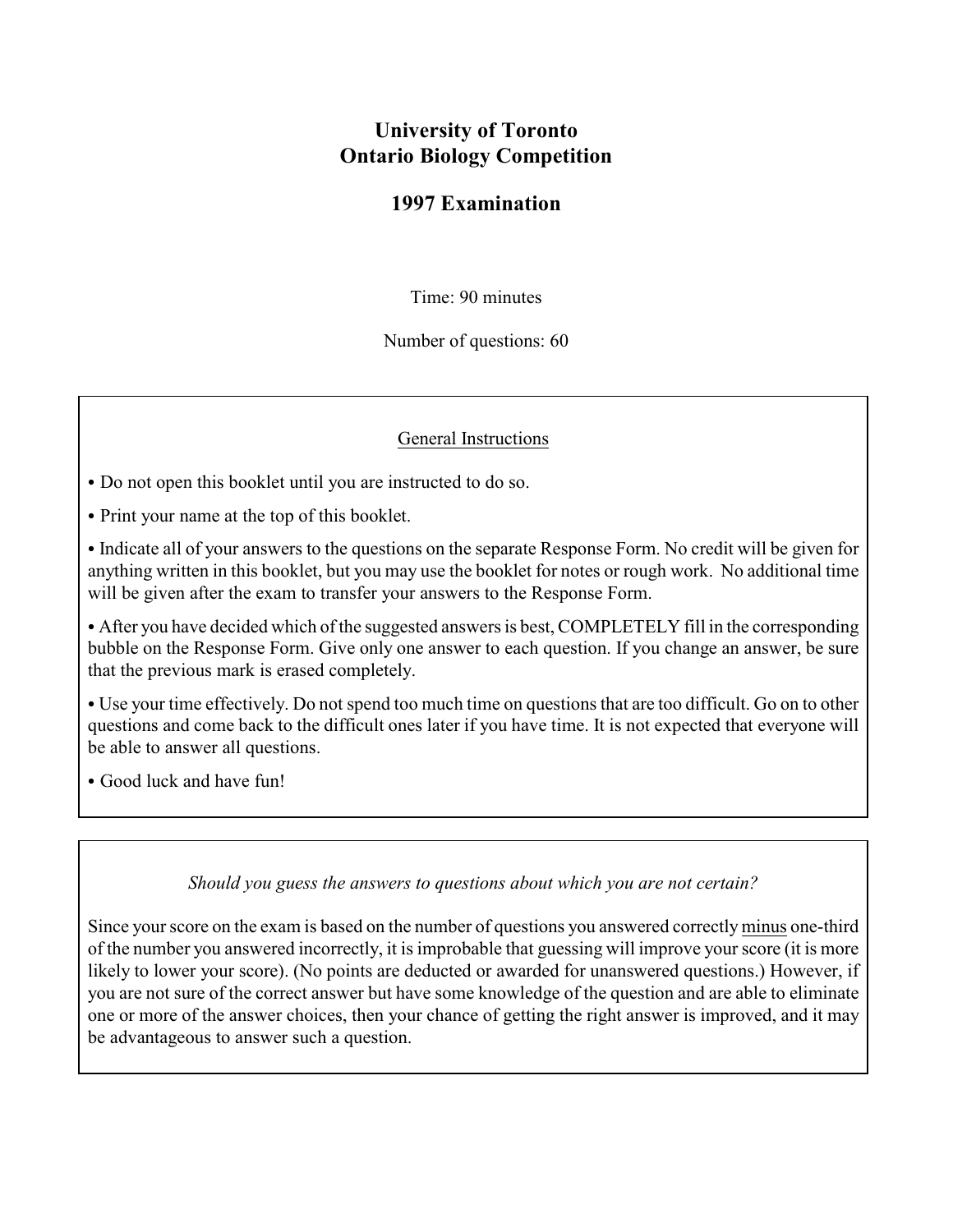# University of Toronto
# Ontario Biology Competition

## 1997 Examination

Time: 90 minutes

Number of questions: 60

---

General Instructions

- Do not open this booklet until you are instructed to do so.
- Print your name at the top of this booklet.
- Indicate all of your answers to the questions on the separate Response Form. No credit will be given for anything written in this booklet, but you may use the booklet for notes or rough work. No additional time will be given after the exam to transfer your answers to the Response Form.
- After you have decided which of the suggested answers is best, COMPLETELY fill in the corresponding bubble on the Response Form. Give only one answer to each question. If you change an answer, be sure that the previous mark is erased completely.
- Use your time effectively. Do not spend too much time on questions that are too difficult. Go on to other questions and come back to the difficult ones later if you have time. It is not expected that everyone will be able to answer all questions.
- Good luck and have fun!

---

*Should you guess the answers to questions about which you are not certain?*

Since your score on the exam is based on the number of questions you answered correctly minus one-third of the number you answered incorrectly, it is improbable that guessing will improve your score (it is more likely to lower your score). (No points are deducted or awarded for unanswered questions.) However, if you are not sure of the correct answer but have some knowledge of the question and are able to eliminate one or more of the answer choices, then your chance of getting the right answer is improved, and it may be advantageous to answer such a question.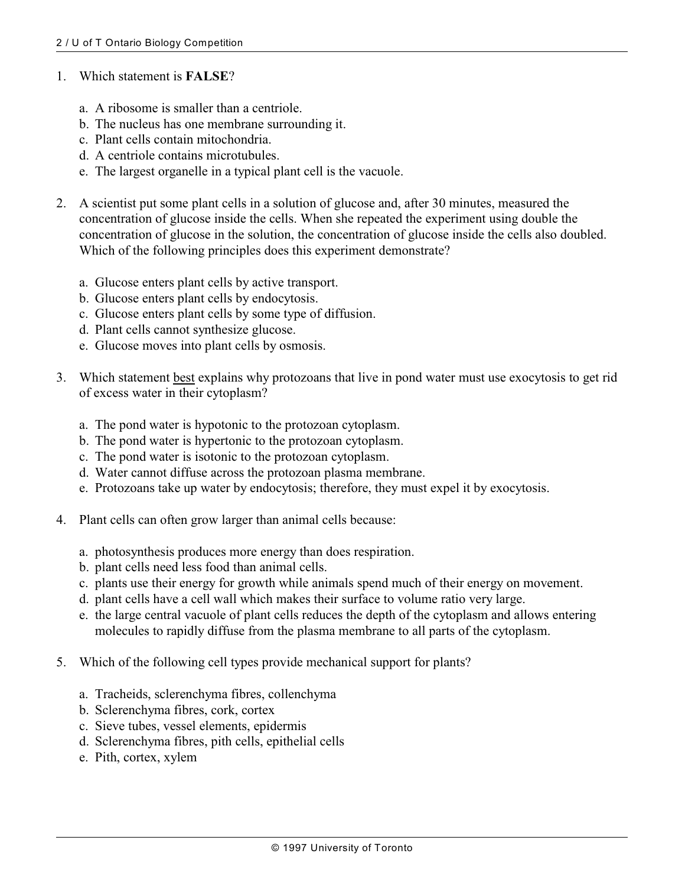1. Which statement is **FALSE**?

   a. A ribosome is smaller than a centriole.
   b. The nucleus has one membrane surrounding it.
   c. Plant cells contain mitochondria.
   d. A centriole contains microtubules.
   e. The largest organelle in a typical plant cell is the vacuole.

2. A scientist put some plant cells in a solution of glucose and, after 30 minutes, measured the concentration of glucose inside the cells. When she repeated the experiment using double the concentration of glucose in the solution, the concentration of glucose inside the cells also doubled. Which of the following principles does this experiment demonstrate?

   a. Glucose enters plant cells by active transport.
   b. Glucose enters plant cells by endocytosis.
   c. Glucose enters plant cells by some type of diffusion.
   d. Plant cells cannot synthesize glucose.
   e. Glucose moves into plant cells by osmosis.

3. Which statement best explains why protozoans that live in pond water must use exocytosis to get rid of excess water in their cytoplasm?

   a. The pond water is hypotonic to the protozoan cytoplasm.
   b. The pond water is hypertonic to the protozoan cytoplasm.
   c. The pond water is isotonic to the protozoan cytoplasm.
   d. Water cannot diffuse across the protozoan plasma membrane.
   e. Protozoans take up water by endocytosis; therefore, they must expel it by exocytosis.

4. Plant cells can often grow larger than animal cells because:

   a. photosynthesis produces more energy than does respiration.
   b. plant cells need less food than animal cells.
   c. plants use their energy for growth while animals spend much of their energy on movement.
   d. plant cells have a cell wall which makes their surface to volume ratio very large.
   e. the large central vacuole of plant cells reduces the depth of the cytoplasm and allows entering molecules to rapidly diffuse from the plasma membrane to all parts of the cytoplasm.

5. Which of the following cell types provide mechanical support for plants?

   a. Tracheids, sclerenchyma fibres, collenchyma
   b. Sclerenchyma fibres, cork, cortex
   c. Sieve tubes, vessel elements, epidermis
   d. Sclerenchyma fibres, pith cells, epithelial cells
   e. Pith, cortex, xylem

© 1997 University of Toronto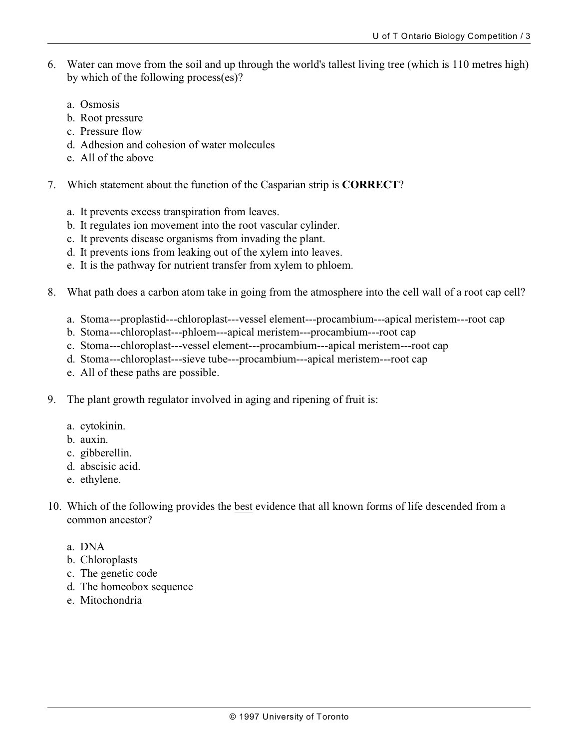6. Water can move from the soil and up through the world's tallest living tree (which is 110 metres high) by which of the following process(es)?

   a. Osmosis
   b. Root pressure
   c. Pressure flow
   d. Adhesion and cohesion of water molecules
   e. All of the above

7. Which statement about the function of the Casparian strip is **CORRECT**?

   a. It prevents excess transpiration from leaves.
   b. It regulates ion movement into the root vascular cylinder.
   c. It prevents disease organisms from invading the plant.
   d. It prevents ions from leaking out of the xylem into leaves.
   e. It is the pathway for nutrient transfer from xylem to phloem.

8. What path does a carbon atom take in going from the atmosphere into the cell wall of a root cap cell?

   a. Stoma---proplastid---chloroplast---vessel element---procambium---apical meristem---root cap
   b. Stoma---chloroplast---phloem---apical meristem---procambium---root cap
   c. Stoma---chloroplast---vessel element---procambium---apical meristem---root cap
   d. Stoma---chloroplast---sieve tube---procambium---apical meristem---root cap
   e. All of these paths are possible.

9. The plant growth regulator involved in aging and ripening of fruit is:

   a. cytokinin.
   b. auxin.
   c. gibberellin.
   d. abscisic acid.
   e. ethylene.

10. Which of the following provides the best evidence that all known forms of life descended from a common ancestor?

    a. DNA
    b. Chloroplasts
    c. The genetic code
    d. The homeobox sequence
    e. Mitochondria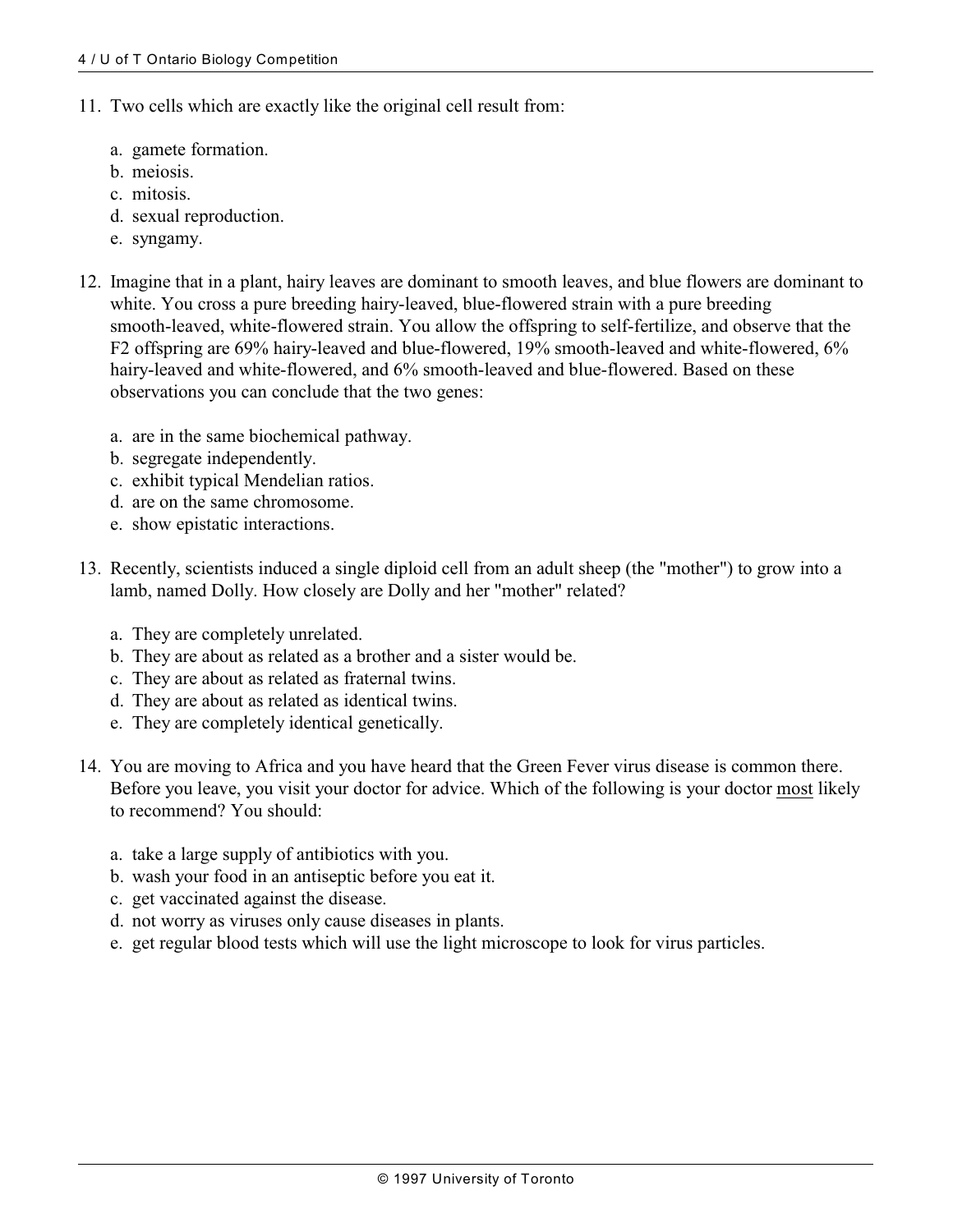11. Two cells which are exactly like the original cell result from:

    a. gamete formation.
    b. meiosis.
    c. mitosis.
    d. sexual reproduction.
    e. syngamy.

12. Imagine that in a plant, hairy leaves are dominant to smooth leaves, and blue flowers are dominant to white. You cross a pure breeding hairy-leaved, blue-flowered strain with a pure breeding smooth-leaved, white-flowered strain. You allow the offspring to self-fertilize, and observe that the F2 offspring are 69% hairy-leaved and blue-flowered, 19% smooth-leaved and white-flowered, 6% hairy-leaved and white-flowered, and 6% smooth-leaved and blue-flowered. Based on these observations you can conclude that the two genes:

    a. are in the same biochemical pathway.
    b. segregate independently.
    c. exhibit typical Mendelian ratios.
    d. are on the same chromosome.
    e. show epistatic interactions.

13. Recently, scientists induced a single diploid cell from an adult sheep (the "mother") to grow into a lamb, named Dolly. How closely are Dolly and her "mother" related?

    a. They are completely unrelated.
    b. They are about as related as a brother and a sister would be.
    c. They are about as related as fraternal twins.
    d. They are about as related as identical twins.
    e. They are completely identical genetically.

14. You are moving to Africa and you have heard that the Green Fever virus disease is common there. Before you leave, you visit your doctor for advice. Which of the following is your doctor <u>most</u> likely to recommend? You should:

    a. take a large supply of antibiotics with you.
    b. wash your food in an antiseptic before you eat it.
    c. get vaccinated against the disease.
    d. not worry as viruses only cause diseases in plants.
    e. get regular blood tests which will use the light microscope to look for virus particles.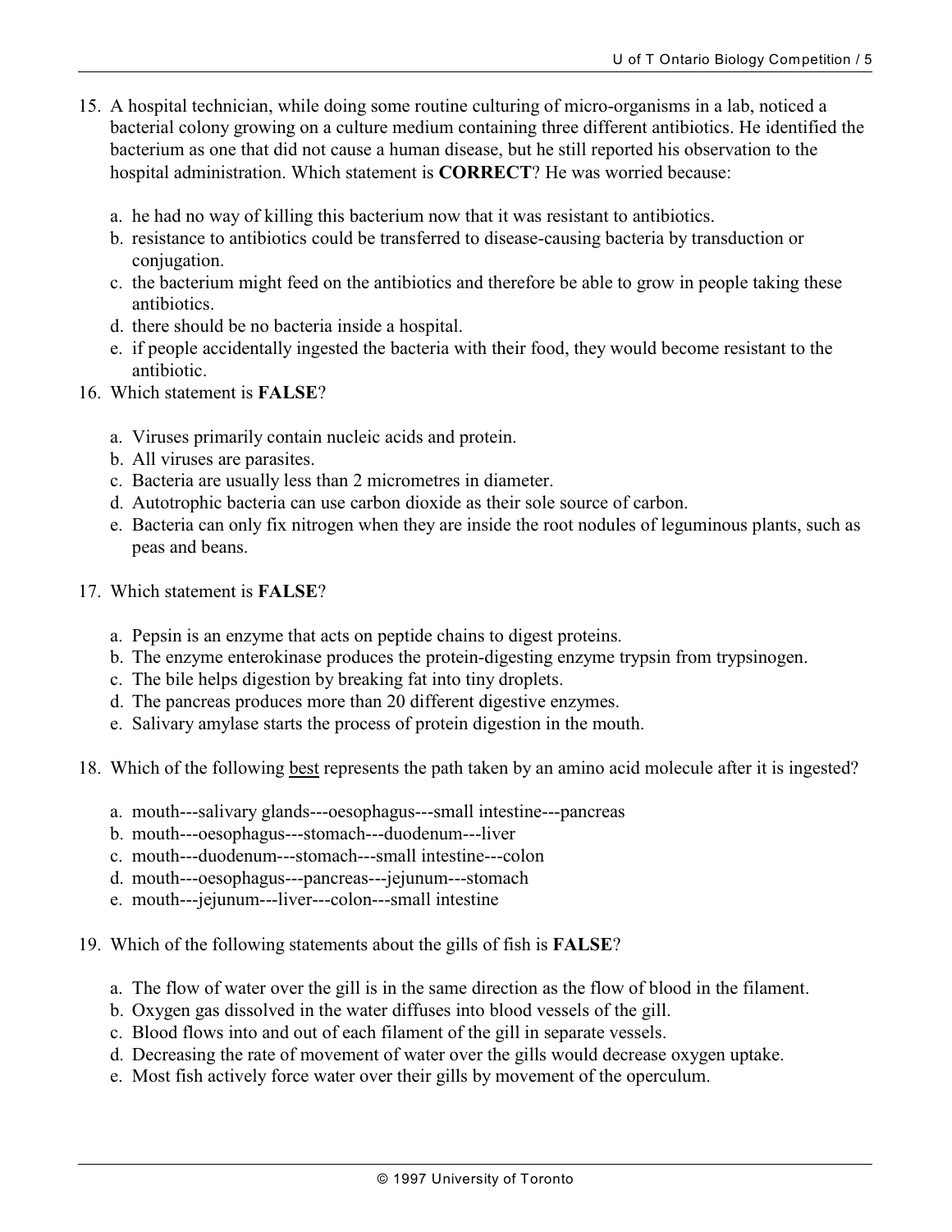15. A hospital technician, while doing some routine culturing of micro-organisms in a lab, noticed a bacterial colony growing on a culture medium containing three different antibiotics. He identified the bacterium as one that did not cause a human disease, but he still reported his observation to the hospital administration. Which statement is **CORRECT**? He was worried because:

    a. he had no way of killing this bacterium now that it was resistant to antibiotics.
    b. resistance to antibiotics could be transferred to disease-causing bacteria by transduction or conjugation.
    c. the bacterium might feed on the antibiotics and therefore be able to grow in people taking these antibiotics.
    d. there should be no bacteria inside a hospital.
    e. if people accidentally ingested the bacteria with their food, they would become resistant to the antibiotic.

16. Which statement is **FALSE**?

    a. Viruses primarily contain nucleic acids and protein.
    b. All viruses are parasites.
    c. Bacteria are usually less than 2 micrometres in diameter.
    d. Autotrophic bacteria can use carbon dioxide as their sole source of carbon.
    e. Bacteria can only fix nitrogen when they are inside the root nodules of leguminous plants, such as peas and beans.

17. Which statement is **FALSE**?

    a. Pepsin is an enzyme that acts on peptide chains to digest proteins.
    b. The enzyme enterokinase produces the protein-digesting enzyme trypsin from trypsinogen.
    c. The bile helps digestion by breaking fat into tiny droplets.
    d. The pancreas produces more than 20 different digestive enzymes.
    e. Salivary amylase starts the process of protein digestion in the mouth.

18. Which of the following <u>best</u> represents the path taken by an amino acid molecule after it is ingested?

    a. mouth---salivary glands---oesophagus---small intestine---pancreas
    b. mouth---oesophagus---stomach---duodenum---liver
    c. mouth---duodenum---stomach---small intestine---colon
    d. mouth---oesophagus---pancreas---jejunum---stomach
    e. mouth---jejunum---liver---colon---small intestine

19. Which of the following statements about the gills of fish is **FALSE**?

    a. The flow of water over the gill is in the same direction as the flow of blood in the filament.
    b. Oxygen gas dissolved in the water diffuses into blood vessels of the gill.
    c. Blood flows into and out of each filament of the gill in separate vessels.
    d. Decreasing the rate of movement of water over the gills would decrease oxygen uptake.
    e. Most fish actively force water over their gills by movement of the operculum.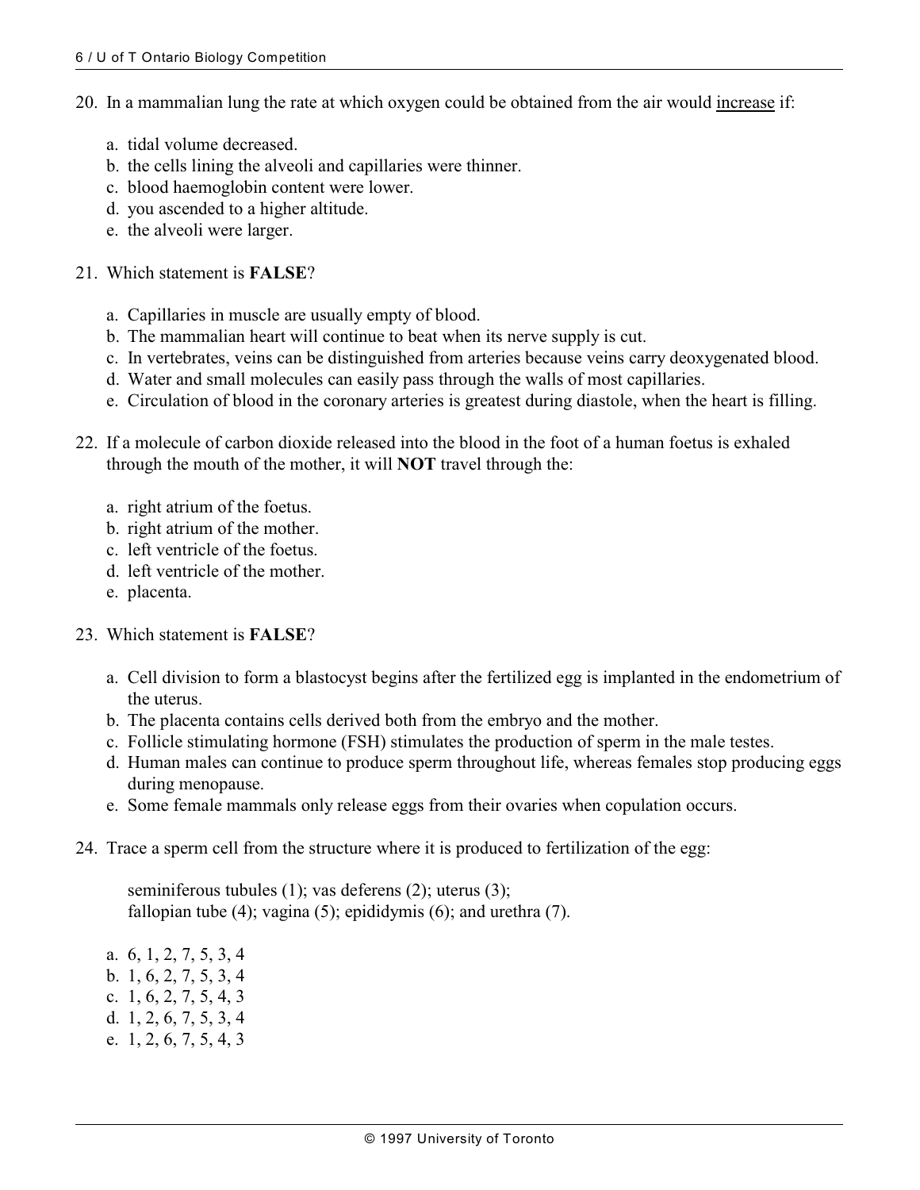20. In a mammalian lung the rate at which oxygen could be obtained from the air would <u>increase</u> if:

    a. tidal volume decreased.
    b. the cells lining the alveoli and capillaries were thinner.
    c. blood haemoglobin content were lower.
    d. you ascended to a higher altitude.
    e. the alveoli were larger.

21. Which statement is **FALSE**?

    a. Capillaries in muscle are usually empty of blood.
    b. The mammalian heart will continue to beat when its nerve supply is cut.
    c. In vertebrates, veins can be distinguished from arteries because veins carry deoxygenated blood.
    d. Water and small molecules can easily pass through the walls of most capillaries.
    e. Circulation of blood in the coronary arteries is greatest during diastole, when the heart is filling.

22. If a molecule of carbon dioxide released into the blood in the foot of a human foetus is exhaled through the mouth of the mother, it will **NOT** travel through the:

    a. right atrium of the foetus.
    b. right atrium of the mother.
    c. left ventricle of the foetus.
    d. left ventricle of the mother.
    e. placenta.

23. Which statement is **FALSE**?

    a. Cell division to form a blastocyst begins after the fertilized egg is implanted in the endometrium of the uterus.
    b. The placenta contains cells derived both from the embryo and the mother.
    c. Follicle stimulating hormone (FSH) stimulates the production of sperm in the male testes.
    d. Human males can continue to produce sperm throughout life, whereas females stop producing eggs during menopause.
    e. Some female mammals only release eggs from their ovaries when copulation occurs.

24. Trace a sperm cell from the structure where it is produced to fertilization of the egg:

    seminiferous tubules (1); vas deferens (2); uterus (3);
    fallopian tube (4); vagina (5); epididymis (6); and urethra (7).

    a. 6, 1, 2, 7, 5, 3, 4
    b. 1, 6, 2, 7, 5, 3, 4
    c. 1, 6, 2, 7, 5, 4, 3
    d. 1, 2, 6, 7, 5, 3, 4
    e. 1, 2, 6, 7, 5, 4, 3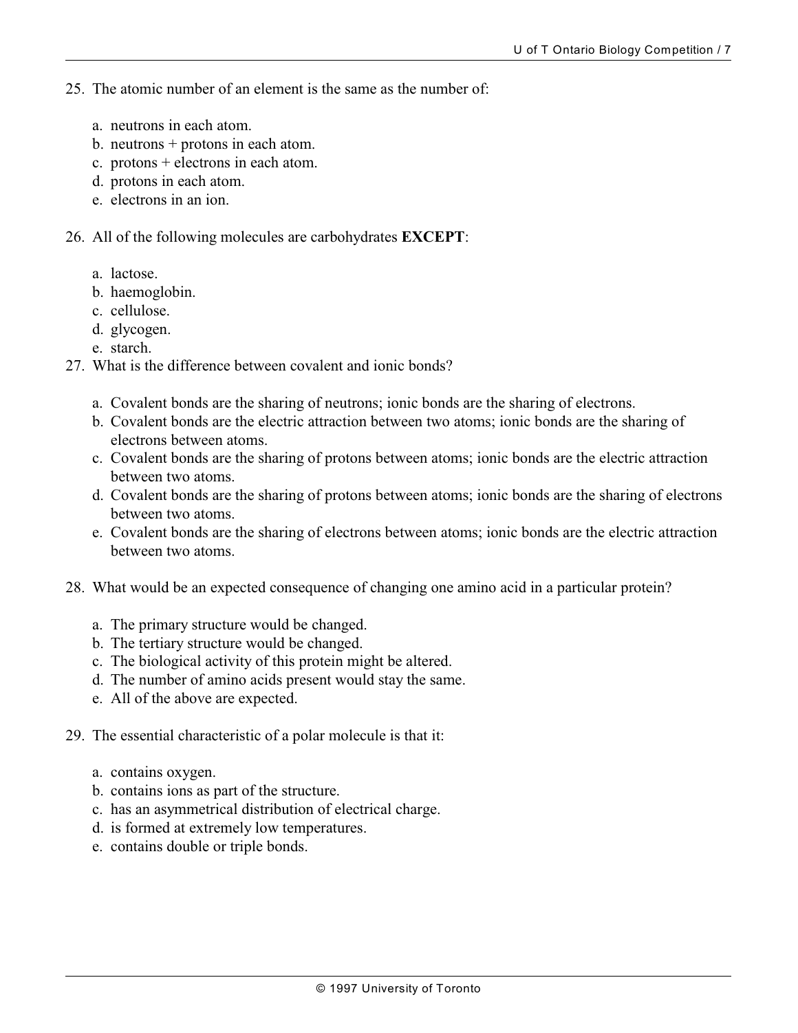25. The atomic number of an element is the same as the number of:

    a. neutrons in each atom.
    b. neutrons + protons in each atom.
    c. protons + electrons in each atom.
    d. protons in each atom.
    e. electrons in an ion.

26. All of the following molecules are carbohydrates **EXCEPT**:

    a. lactose.
    b. haemoglobin.
    c. cellulose.
    d. glycogen.
    e. starch.

27. What is the difference between covalent and ionic bonds?

    a. Covalent bonds are the sharing of neutrons; ionic bonds are the sharing of electrons.
    b. Covalent bonds are the electric attraction between two atoms; ionic bonds are the sharing of electrons between atoms.
    c. Covalent bonds are the sharing of protons between atoms; ionic bonds are the electric attraction between two atoms.
    d. Covalent bonds are the sharing of protons between atoms; ionic bonds are the sharing of electrons between two atoms.
    e. Covalent bonds are the sharing of electrons between atoms; ionic bonds are the electric attraction between two atoms.

28. What would be an expected consequence of changing one amino acid in a particular protein?

    a. The primary structure would be changed.
    b. The tertiary structure would be changed.
    c. The biological activity of this protein might be altered.
    d. The number of amino acids present would stay the same.
    e. All of the above are expected.

29. The essential characteristic of a polar molecule is that it:

    a. contains oxygen.
    b. contains ions as part of the structure.
    c. has an asymmetrical distribution of electrical charge.
    d. is formed at extremely low temperatures.
    e. contains double or triple bonds.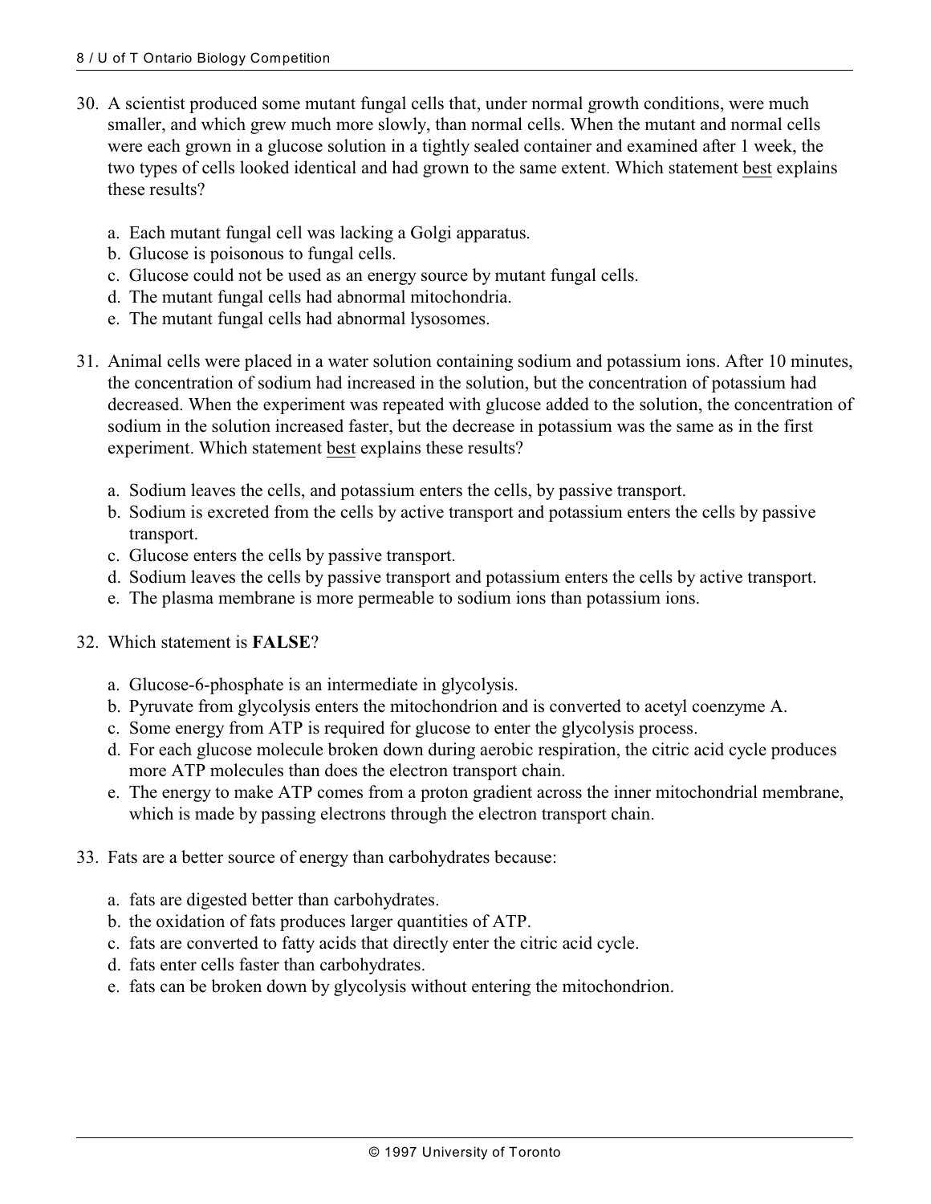30. A scientist produced some mutant fungal cells that, under normal growth conditions, were much smaller, and which grew much more slowly, than normal cells. When the mutant and normal cells were each grown in a glucose solution in a tightly sealed container and examined after 1 week, the two types of cells looked identical and had grown to the same extent. Which statement best explains these results?

    a. Each mutant fungal cell was lacking a Golgi apparatus.
    b. Glucose is poisonous to fungal cells.
    c. Glucose could not be used as an energy source by mutant fungal cells.
    d. The mutant fungal cells had abnormal mitochondria.
    e. The mutant fungal cells had abnormal lysosomes.

31. Animal cells were placed in a water solution containing sodium and potassium ions. After 10 minutes, the concentration of sodium had increased in the solution, but the concentration of potassium had decreased. When the experiment was repeated with glucose added to the solution, the concentration of sodium in the solution increased faster, but the decrease in potassium was the same as in the first experiment. Which statement best explains these results?

    a. Sodium leaves the cells, and potassium enters the cells, by passive transport.
    b. Sodium is excreted from the cells by active transport and potassium enters the cells by passive transport.
    c. Glucose enters the cells by passive transport.
    d. Sodium leaves the cells by passive transport and potassium enters the cells by active transport.
    e. The plasma membrane is more permeable to sodium ions than potassium ions.

32. Which statement is **FALSE**?

    a. Glucose-6-phosphate is an intermediate in glycolysis.
    b. Pyruvate from glycolysis enters the mitochondrion and is converted to acetyl coenzyme A.
    c. Some energy from ATP is required for glucose to enter the glycolysis process.
    d. For each glucose molecule broken down during aerobic respiration, the citric acid cycle produces more ATP molecules than does the electron transport chain.
    e. The energy to make ATP comes from a proton gradient across the inner mitochondrial membrane, which is made by passing electrons through the electron transport chain.

33. Fats are a better source of energy than carbohydrates because:

    a. fats are digested better than carbohydrates.
    b. the oxidation of fats produces larger quantities of ATP.
    c. fats are converted to fatty acids that directly enter the citric acid cycle.
    d. fats enter cells faster than carbohydrates.
    e. fats can be broken down by glycolysis without entering the mitochondrion.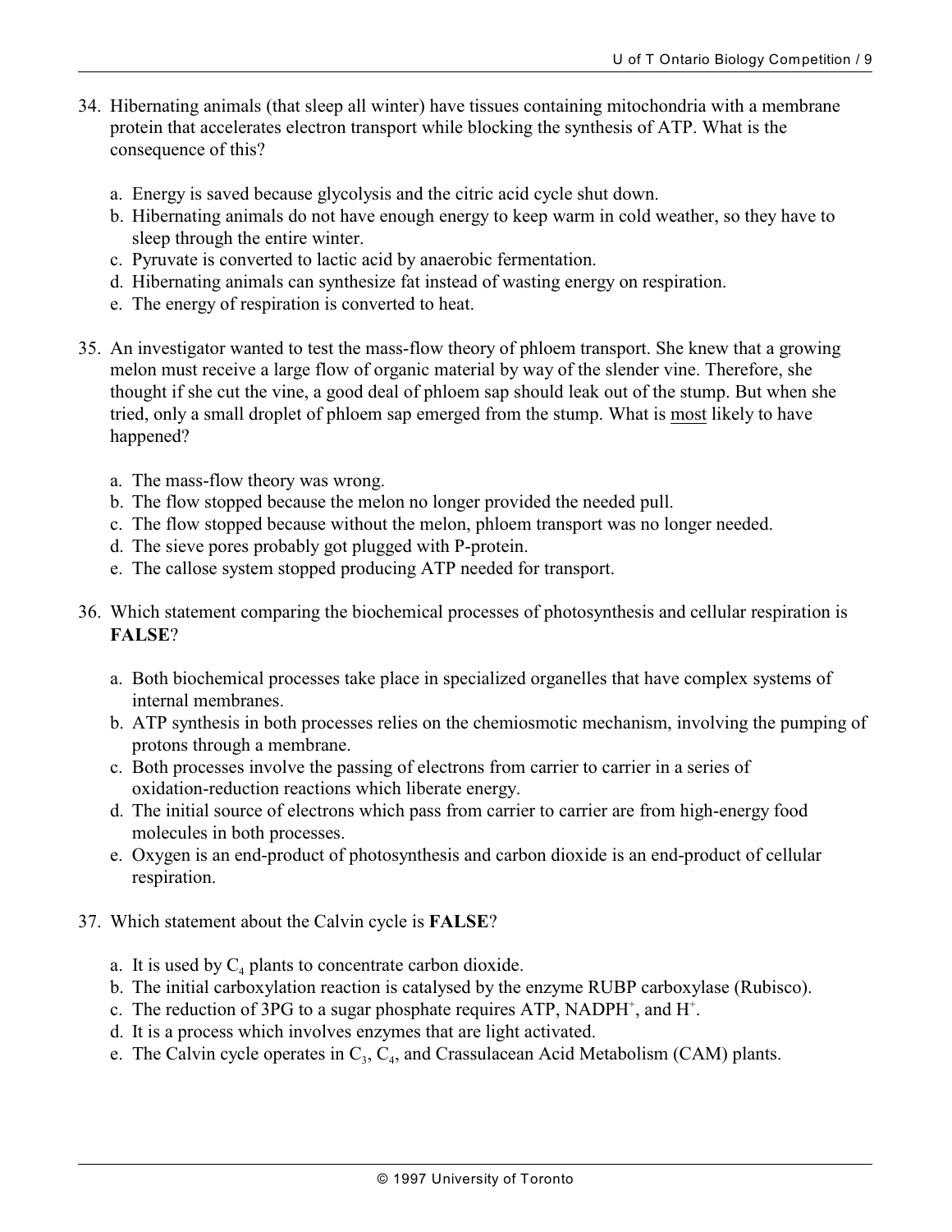34. Hibernating animals (that sleep all winter) have tissues containing mitochondria with a membrane protein that accelerates electron transport while blocking the synthesis of ATP. What is the consequence of this?

    a. Energy is saved because glycolysis and the citric acid cycle shut down.
    b. Hibernating animals do not have enough energy to keep warm in cold weather, so they have to sleep through the entire winter.
    c. Pyruvate is converted to lactic acid by anaerobic fermentation.
    d. Hibernating animals can synthesize fat instead of wasting energy on respiration.
    e. The energy of respiration is converted to heat.

35. An investigator wanted to test the mass-flow theory of phloem transport. She knew that a growing melon must receive a large flow of organic material by way of the slender vine. Therefore, she thought if she cut the vine, a good deal of phloem sap should leak out of the stump. But when she tried, only a small droplet of phloem sap emerged from the stump. What is <u>most</u> likely to have happened?

    a. The mass-flow theory was wrong.
    b. The flow stopped because the melon no longer provided the needed pull.
    c. The flow stopped because without the melon, phloem transport was no longer needed.
    d. The sieve pores probably got plugged with P-protein.
    e. The callose system stopped producing ATP needed for transport.

36. Which statement comparing the biochemical processes of photosynthesis and cellular respiration is **FALSE**?

    a. Both biochemical processes take place in specialized organelles that have complex systems of internal membranes.
    b. ATP synthesis in both processes relies on the chemiosmotic mechanism, involving the pumping of protons through a membrane.
    c. Both processes involve the passing of electrons from carrier to carrier in a series of oxidation-reduction reactions which liberate energy.
    d. The initial source of electrons which pass from carrier to carrier are from high-energy food molecules in both processes.
    e. Oxygen is an end-product of photosynthesis and carbon dioxide is an end-product of cellular respiration.

37. Which statement about the Calvin cycle is **FALSE**?

    a. It is used by $C_4$ plants to concentrate carbon dioxide.
    b. The initial carboxylation reaction is catalysed by the enzyme RUBP carboxylase (Rubisco).
    c. The reduction of 3PG to a sugar phosphate requires ATP, $NADPH^+$, and $H^+$.
    d. It is a process which involves enzymes that are light activated.
    e. The Calvin cycle operates in $C_3$, $C_4$, and Crassulacean Acid Metabolism (CAM) plants.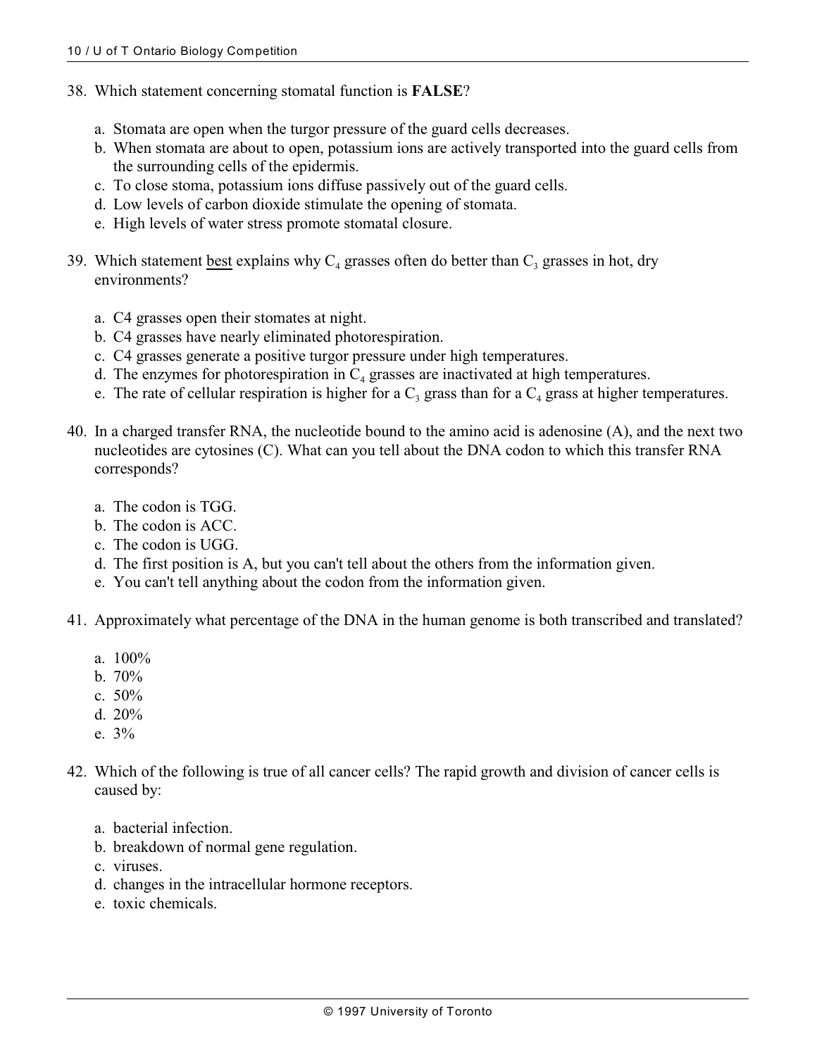38. Which statement concerning stomatal function is **FALSE**?

    a. Stomata are open when the turgor pressure of the guard cells decreases.
    b. When stomata are about to open, potassium ions are actively transported into the guard cells from the surrounding cells of the epidermis.
    c. To close stoma, potassium ions diffuse passively out of the guard cells.
    d. Low levels of carbon dioxide stimulate the opening of stomata.
    e. High levels of water stress promote stomatal closure.

39. Which statement best explains why $C_4$ grasses often do better than $C_3$ grasses in hot, dry environments?

    a. C4 grasses open their stomates at night.
    b. C4 grasses have nearly eliminated photorespiration.
    c. C4 grasses generate a positive turgor pressure under high temperatures.
    d. The enzymes for photorespiration in $C_4$ grasses are inactivated at high temperatures.
    e. The rate of cellular respiration is higher for a $C_3$ grass than for a $C_4$ grass at higher temperatures.

40. In a charged transfer RNA, the nucleotide bound to the amino acid is adenosine (A), and the next two nucleotides are cytosines (C). What can you tell about the DNA codon to which this transfer RNA corresponds?

    a. The codon is TGG.
    b. The codon is ACC.
    c. The codon is UGG.
    d. The first position is A, but you can't tell about the others from the information given.
    e. You can't tell anything about the codon from the information given.

41. Approximately what percentage of the DNA in the human genome is both transcribed and translated?

    a. 100%
    b. 70%
    c. 50%
    d. 20%
    e. 3%

42. Which of the following is true of all cancer cells? The rapid growth and division of cancer cells is caused by:

    a. bacterial infection.
    b. breakdown of normal gene regulation.
    c. viruses.
    d. changes in the intracellular hormone receptors.
    e. toxic chemicals.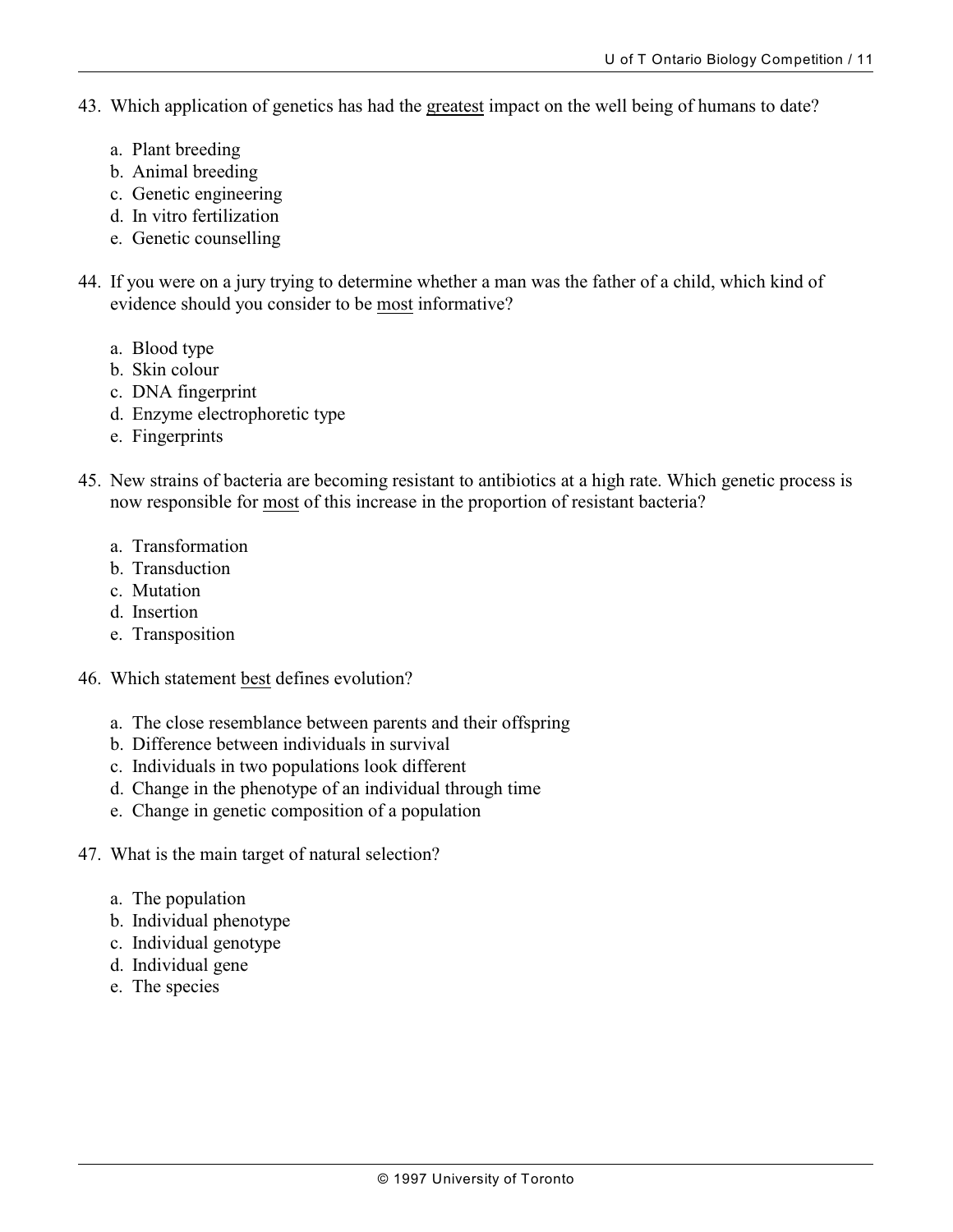43. Which application of genetics has had the <u>greatest</u> impact on the well being of humans to date?

    a. Plant breeding
    b. Animal breeding
    c. Genetic engineering
    d. In vitro fertilization
    e. Genetic counselling

44. If you were on a jury trying to determine whether a man was the father of a child, which kind of evidence should you consider to be <u>most</u> informative?

    a. Blood type
    b. Skin colour
    c. DNA fingerprint
    d. Enzyme electrophoretic type
    e. Fingerprints

45. New strains of bacteria are becoming resistant to antibiotics at a high rate. Which genetic process is now responsible for <u>most</u> of this increase in the proportion of resistant bacteria?

    a. Transformation
    b. Transduction
    c. Mutation
    d. Insertion
    e. Transposition

46. Which statement <u>best</u> defines evolution?

    a. The close resemblance between parents and their offspring
    b. Difference between individuals in survival
    c. Individuals in two populations look different
    d. Change in the phenotype of an individual through time
    e. Change in genetic composition of a population

47. What is the main target of natural selection?

    a. The population
    b. Individual phenotype
    c. Individual genotype
    d. Individual gene
    e. The species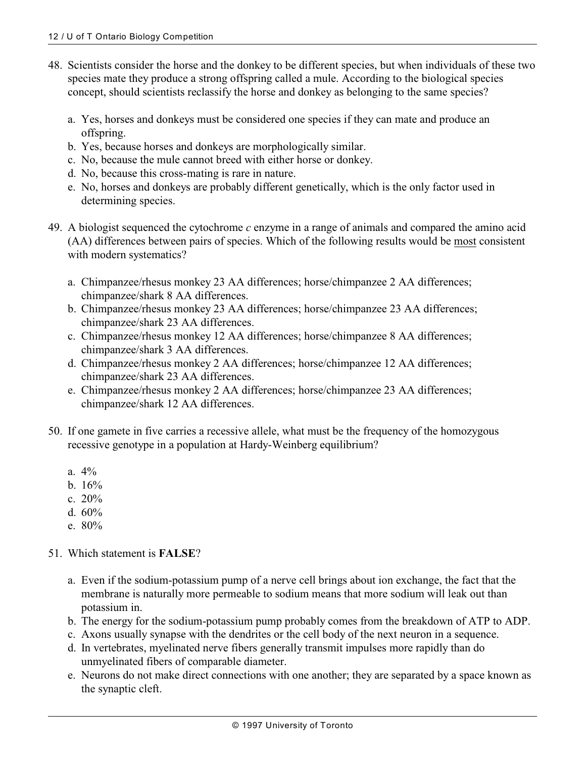48. Scientists consider the horse and the donkey to be different species, but when individuals of these two species mate they produce a strong offspring called a mule. According to the biological species concept, should scientists reclassify the horse and donkey as belonging to the same species?

    a. Yes, horses and donkeys must be considered one species if they can mate and produce an offspring.
    b. Yes, because horses and donkeys are morphologically similar.
    c. No, because the mule cannot breed with either horse or donkey.
    d. No, because this cross-mating is rare in nature.
    e. No, horses and donkeys are probably different genetically, which is the only factor used in determining species.

49. A biologist sequenced the cytochrome *c* enzyme in a range of animals and compared the amino acid (AA) differences between pairs of species. Which of the following results would be <u>most</u> consistent with modern systematics?

    a. Chimpanzee/rhesus monkey 23 AA differences; horse/chimpanzee 2 AA differences; chimpanzee/shark 8 AA differences.
    b. Chimpanzee/rhesus monkey 23 AA differences; horse/chimpanzee 23 AA differences; chimpanzee/shark 23 AA differences.
    c. Chimpanzee/rhesus monkey 12 AA differences; horse/chimpanzee 8 AA differences; chimpanzee/shark 3 AA differences.
    d. Chimpanzee/rhesus monkey 2 AA differences; horse/chimpanzee 12 AA differences; chimpanzee/shark 23 AA differences.
    e. Chimpanzee/rhesus monkey 2 AA differences; horse/chimpanzee 23 AA differences; chimpanzee/shark 12 AA differences.

50. If one gamete in five carries a recessive allele, what must be the frequency of the homozygous recessive genotype in a population at Hardy-Weinberg equilibrium?

    a. 4%
    b. 16%
    c. 20%
    d. 60%
    e. 80%

51. Which statement is **FALSE**?

    a. Even if the sodium-potassium pump of a nerve cell brings about ion exchange, the fact that the membrane is naturally more permeable to sodium means that more sodium will leak out than potassium in.
    b. The energy for the sodium-potassium pump probably comes from the breakdown of ATP to ADP.
    c. Axons usually synapse with the dendrites or the cell body of the next neuron in a sequence.
    d. In vertebrates, myelinated nerve fibers generally transmit impulses more rapidly than do unmyelinated fibers of comparable diameter.
    e. Neurons do not make direct connections with one another; they are separated by a space known as the synaptic cleft.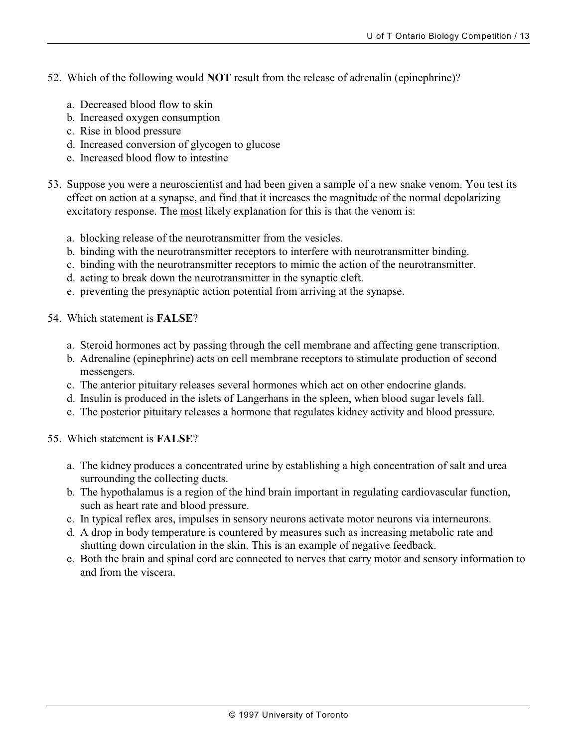52. Which of the following would **NOT** result from the release of adrenalin (epinephrine)?

    a. Decreased blood flow to skin
    b. Increased oxygen consumption
    c. Rise in blood pressure
    d. Increased conversion of glycogen to glucose
    e. Increased blood flow to intestine

53. Suppose you were a neuroscientist and had been given a sample of a new snake venom. You test its effect on action at a synapse, and find that it increases the magnitude of the normal depolarizing excitatory response. The <u>most</u> likely explanation for this is that the venom is:

    a. blocking release of the neurotransmitter from the vesicles.
    b. binding with the neurotransmitter receptors to interfere with neurotransmitter binding.
    c. binding with the neurotransmitter receptors to mimic the action of the neurotransmitter.
    d. acting to break down the neurotransmitter in the synaptic cleft.
    e. preventing the presynaptic action potential from arriving at the synapse.

54. Which statement is **FALSE**?

    a. Steroid hormones act by passing through the cell membrane and affecting gene transcription.
    b. Adrenaline (epinephrine) acts on cell membrane receptors to stimulate production of second messengers.
    c. The anterior pituitary releases several hormones which act on other endocrine glands.
    d. Insulin is produced in the islets of Langerhans in the spleen, when blood sugar levels fall.
    e. The posterior pituitary releases a hormone that regulates kidney activity and blood pressure.

55. Which statement is **FALSE**?

    a. The kidney produces a concentrated urine by establishing a high concentration of salt and urea surrounding the collecting ducts.
    b. The hypothalamus is a region of the hind brain important in regulating cardiovascular function, such as heart rate and blood pressure.
    c. In typical reflex arcs, impulses in sensory neurons activate motor neurons via interneurons.
    d. A drop in body temperature is countered by measures such as increasing metabolic rate and shutting down circulation in the skin. This is an example of negative feedback.
    e. Both the brain and spinal cord are connected to nerves that carry motor and sensory information to and from the viscera.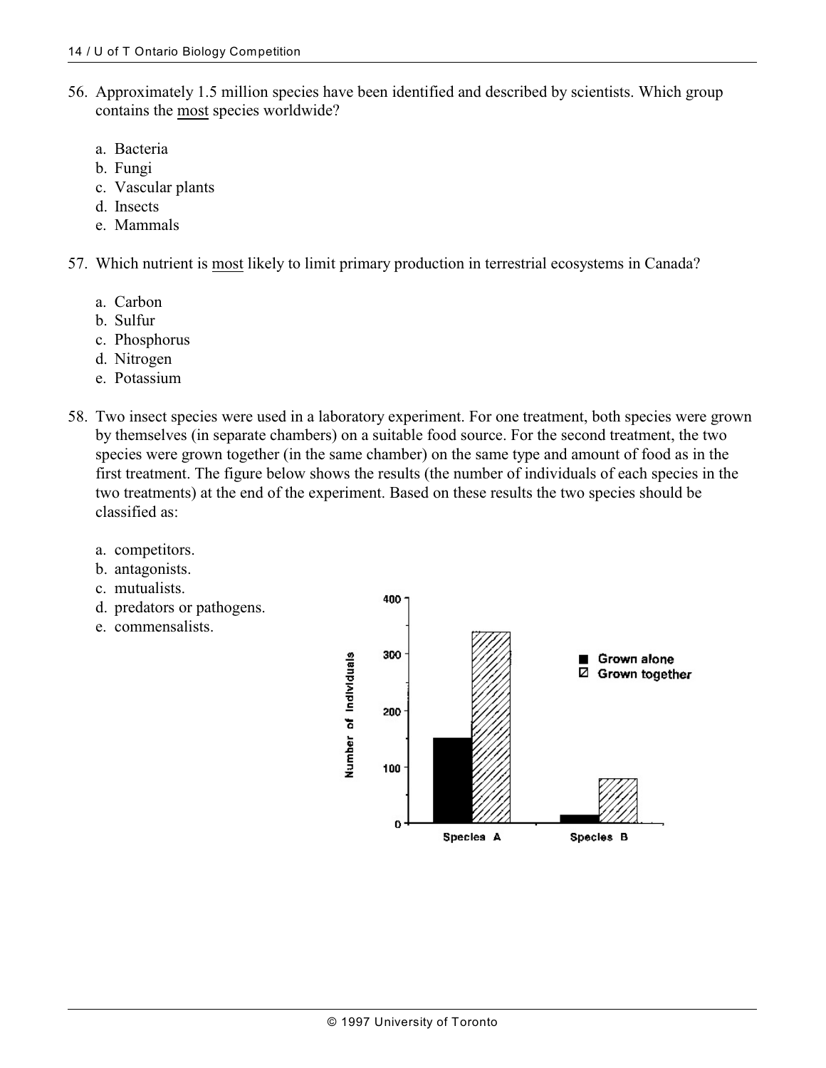56. Approximately 1.5 million species have been identified and described by scientists. Which group contains the <u>most</u> species worldwide?

    a. Bacteria
    b. Fungi
    c. Vascular plants
    d. Insects
    e. Mammals

57. Which nutrient is <u>most</u> likely to limit primary production in terrestrial ecosystems in Canada?

    a. Carbon
    b. Sulfur
    c. Phosphorus
    d. Nitrogen
    e. Potassium

58. Two insect species were used in a laboratory experiment. For one treatment, both species were grown by themselves (in separate chambers) on a suitable food source. For the second treatment, the two species were grown together (in the same chamber) on the same type and amount of food as in the first treatment. The figure below shows the results (the number of individuals of each species in the two treatments) at the end of the experiment. Based on these results the two species should be classified as:

    a. competitors.
    b. antagonists.
    c. mutualists.
    d. predators or pathogens.
    e. commensalists.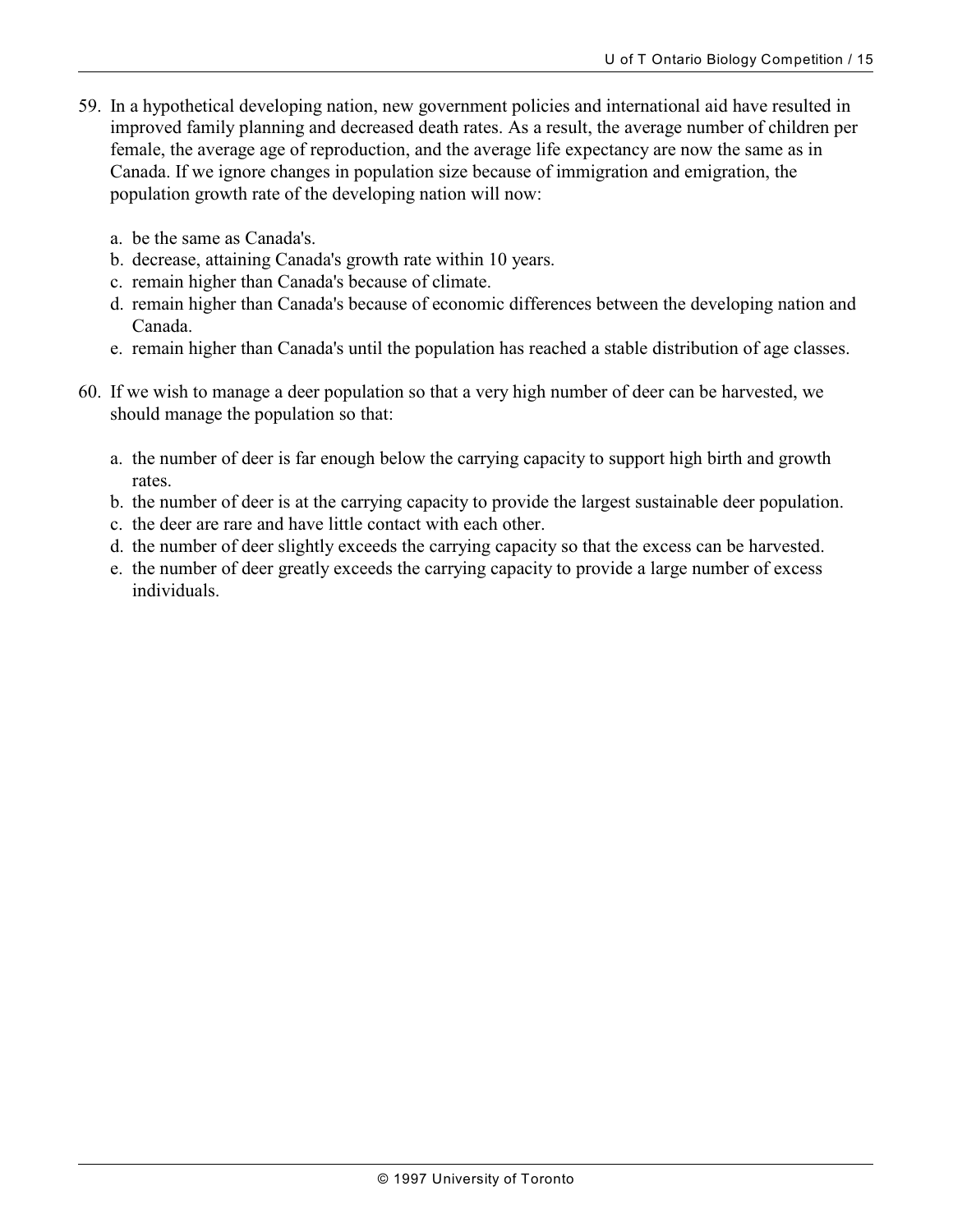59. In a hypothetical developing nation, new government policies and international aid have resulted in improved family planning and decreased death rates. As a result, the average number of children per female, the average age of reproduction, and the average life expectancy are now the same as in Canada. If we ignore changes in population size because of immigration and emigration, the population growth rate of the developing nation will now:

   a. be the same as Canada's.
   b. decrease, attaining Canada's growth rate within 10 years.
   c. remain higher than Canada's because of climate.
   d. remain higher than Canada's because of economic differences between the developing nation and Canada.
   e. remain higher than Canada's until the population has reached a stable distribution of age classes.

60. If we wish to manage a deer population so that a very high number of deer can be harvested, we should manage the population so that:

   a. the number of deer is far enough below the carrying capacity to support high birth and growth rates.
   b. the number of deer is at the carrying capacity to provide the largest sustainable deer population.
   c. the deer are rare and have little contact with each other.
   d. the number of deer slightly exceeds the carrying capacity so that the excess can be harvested.
   e. the number of deer greatly exceeds the carrying capacity to provide a large number of excess individuals.

© 1997 University of Toronto